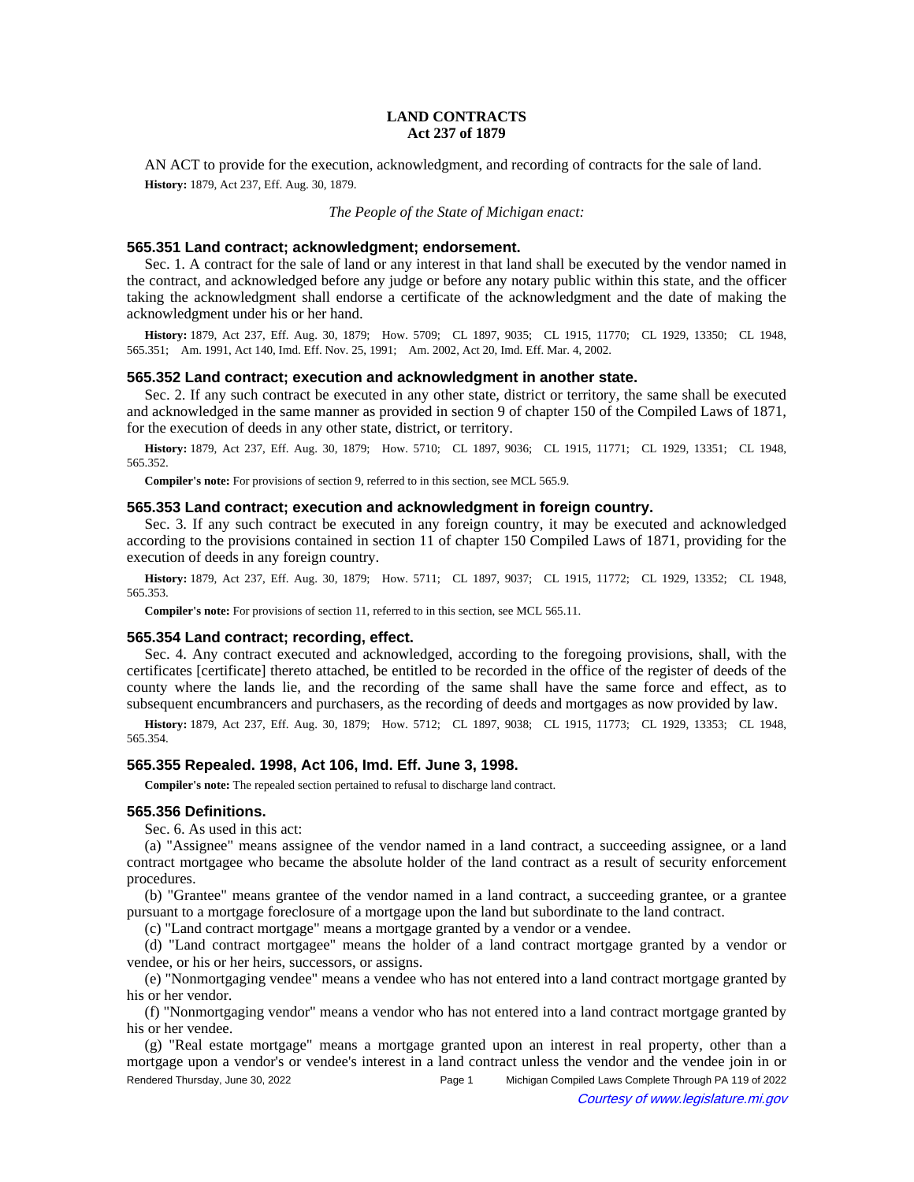**LAND CONTRACTS**
**Act 237 of 1879**

AN ACT to provide for the execution, acknowledgment, and recording of contracts for the sale of land.

**History:** 1879, Act 237, Eff. Aug. 30, 1879.

*The People of the State of Michigan enact:*

### 565.351 Land contract; acknowledgment; endorsement.

Sec. 1. A contract for the sale of land or any interest in that land shall be executed by the vendor named in the contract, and acknowledged before any judge or before any notary public within this state, and the officer taking the acknowledgment shall endorse a certificate of the acknowledgment and the date of making the acknowledgment under his or her hand.

**History:** 1879, Act 237, Eff. Aug. 30, 1879;—How. 5709;—CL 1897, 9035;—CL 1915, 11770;—CL 1929, 13350;—CL 1948, 565.351;—Am. 1991, Act 140, Imd. Eff. Nov. 25, 1991;—Am. 2002, Act 20, Imd. Eff. Mar. 4, 2002.

### 565.352 Land contract; execution and acknowledgment in another state.

Sec. 2. If any such contract be executed in any other state, district or territory, the same shall be executed and acknowledged in the same manner as provided in section 9 of chapter 150 of the Compiled Laws of 1871, for the execution of deeds in any other state, district, or territory.

**History:** 1879, Act 237, Eff. Aug. 30, 1879;—How. 5710;—CL 1897, 9036;—CL 1915, 11771;—CL 1929, 13351;—CL 1948, 565.352.

**Compiler's note:** For provisions of section 9, referred to in this section, see MCL 565.9.

### 565.353 Land contract; execution and acknowledgment in foreign country.

Sec. 3. If any such contract be executed in any foreign country, it may be executed and acknowledged according to the provisions contained in section 11 of chapter 150 Compiled Laws of 1871, providing for the execution of deeds in any foreign country.

**History:** 1879, Act 237, Eff. Aug. 30, 1879;—How. 5711;—CL 1897, 9037;—CL 1915, 11772;—CL 1929, 13352;—CL 1948, 565.353.

**Compiler's note:** For provisions of section 11, referred to in this section, see MCL 565.11.

### 565.354 Land contract; recording, effect.

Sec. 4. Any contract executed and acknowledged, according to the foregoing provisions, shall, with the certificates [certificate] thereto attached, be entitled to be recorded in the office of the register of deeds of the county where the lands lie, and the recording of the same shall have the same force and effect, as to subsequent encumbrancers and purchasers, as the recording of deeds and mortgages as now provided by law.

**History:** 1879, Act 237, Eff. Aug. 30, 1879;—How. 5712;—CL 1897, 9038;—CL 1915, 11773;—CL 1929, 13353;—CL 1948, 565.354.

### 565.355 Repealed. 1998, Act 106, Imd. Eff. June 3, 1998.

**Compiler's note:** The repealed section pertained to refusal to discharge land contract.

### 565.356 Definitions.

Sec. 6. As used in this act:

(a) "Assignee" means assignee of the vendor named in a land contract, a succeeding assignee, or a land contract mortgagee who became the absolute holder of the land contract as a result of security enforcement procedures.

(b) "Grantee" means grantee of the vendor named in a land contract, a succeeding grantee, or a grantee pursuant to a mortgage foreclosure of a mortgage upon the land but subordinate to the land contract.

(c) "Land contract mortgage" means a mortgage granted by a vendor or a vendee.

(d) "Land contract mortgagee" means the holder of a land contract mortgage granted by a vendor or vendee, or his or her heirs, successors, or assigns.

(e) "Nonmortgaging vendee" means a vendee who has not entered into a land contract mortgage granted by his or her vendor.

(f) "Nonmortgaging vendor" means a vendor who has not entered into a land contract mortgage granted by his or her vendee.

(g) "Real estate mortgage" means a mortgage granted upon an interest in real property, other than a mortgage upon a vendor's or vendee's interest in a land contract unless the vendor and the vendee join in or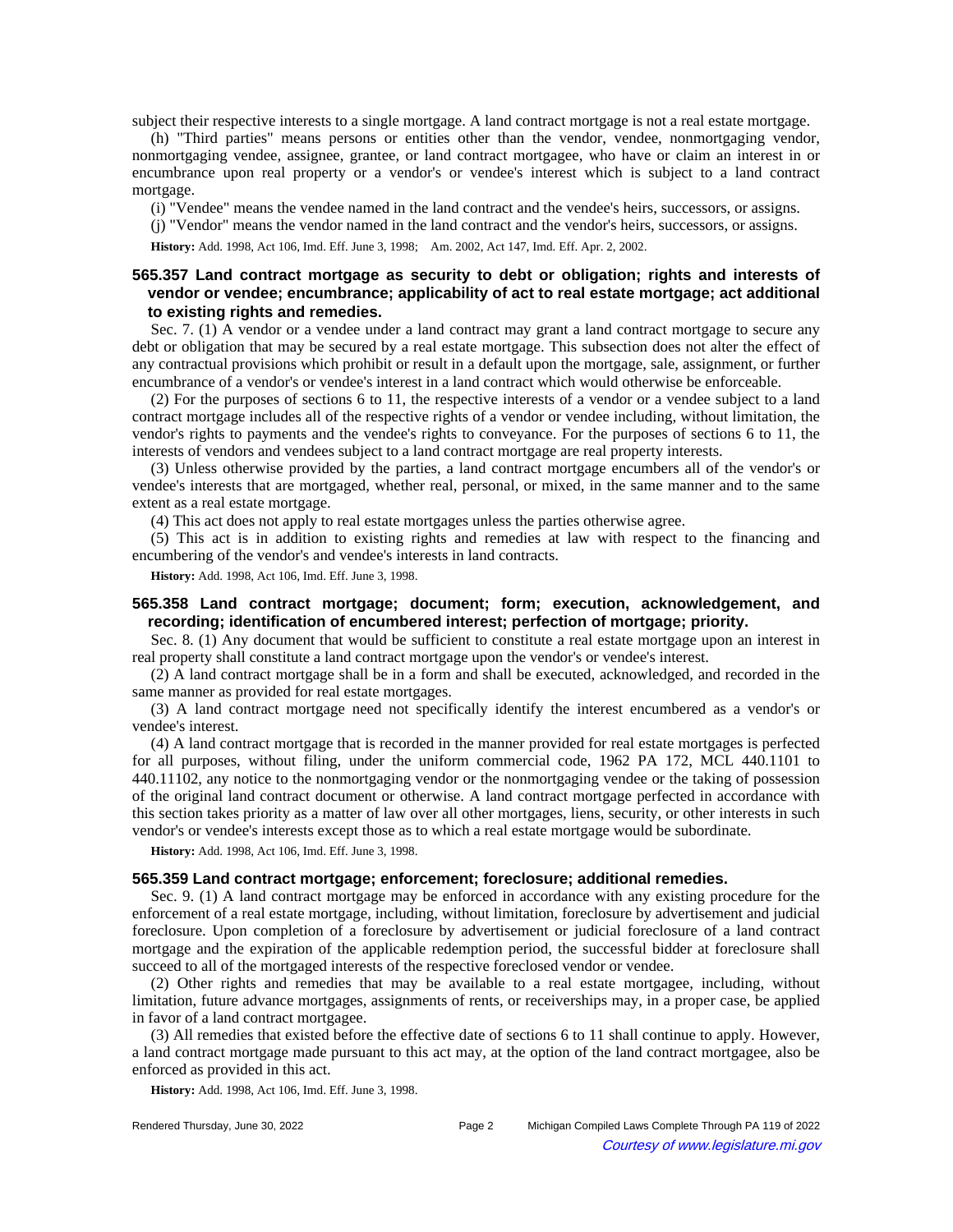subject their respective interests to a single mortgage. A land contract mortgage is not a real estate mortgage.

(h) "Third parties" means persons or entities other than the vendor, vendee, nonmortgaging vendor, nonmortgaging vendee, assignee, grantee, or land contract mortgagee, who have or claim an interest in or encumbrance upon real property or a vendor's or vendee's interest which is subject to a land contract mortgage.

(i) "Vendee" means the vendee named in the land contract and the vendee's heirs, successors, or assigns.

(j) "Vendor" means the vendor named in the land contract and the vendor's heirs, successors, or assigns.

**History:** Add. 1998, Act 106, Imd. Eff. June 3, 1998; Am. 2002, Act 147, Imd. Eff. Apr. 2, 2002.

### 565.357 Land contract mortgage as security to debt or obligation; rights and interests of vendor or vendee; encumbrance; applicability of act to real estate mortgage; act additional to existing rights and remedies.

Sec. 7. (1) A vendor or a vendee under a land contract may grant a land contract mortgage to secure any debt or obligation that may be secured by a real estate mortgage. This subsection does not alter the effect of any contractual provisions which prohibit or result in a default upon the mortgage, sale, assignment, or further encumbrance of a vendor's or vendee's interest in a land contract which would otherwise be enforceable.

(2) For the purposes of sections 6 to 11, the respective interests of a vendor or a vendee subject to a land contract mortgage includes all of the respective rights of a vendor or vendee including, without limitation, the vendor's rights to payments and the vendee's rights to conveyance. For the purposes of sections 6 to 11, the interests of vendors and vendees subject to a land contract mortgage are real property interests.

(3) Unless otherwise provided by the parties, a land contract mortgage encumbers all of the vendor's or vendee's interests that are mortgaged, whether real, personal, or mixed, in the same manner and to the same extent as a real estate mortgage.

(4) This act does not apply to real estate mortgages unless the parties otherwise agree.

(5) This act is in addition to existing rights and remedies at law with respect to the financing and encumbering of the vendor's and vendee's interests in land contracts.

**History:** Add. 1998, Act 106, Imd. Eff. June 3, 1998.

### 565.358 Land contract mortgage; document; form; execution, acknowledgement, and recording; identification of encumbered interest; perfection of mortgage; priority.

Sec. 8. (1) Any document that would be sufficient to constitute a real estate mortgage upon an interest in real property shall constitute a land contract mortgage upon the vendor's or vendee's interest.

(2) A land contract mortgage shall be in a form and shall be executed, acknowledged, and recorded in the same manner as provided for real estate mortgages.

(3) A land contract mortgage need not specifically identify the interest encumbered as a vendor's or vendee's interest.

(4) A land contract mortgage that is recorded in the manner provided for real estate mortgages is perfected for all purposes, without filing, under the uniform commercial code, 1962 PA 172, MCL 440.1101 to 440.11102, any notice to the nonmortgaging vendor or the nonmortgaging vendee or the taking of possession of the original land contract document or otherwise. A land contract mortgage perfected in accordance with this section takes priority as a matter of law over all other mortgages, liens, security, or other interests in such vendor's or vendee's interests except those as to which a real estate mortgage would be subordinate.

**History:** Add. 1998, Act 106, Imd. Eff. June 3, 1998.

### 565.359 Land contract mortgage; enforcement; foreclosure; additional remedies.

Sec. 9. (1) A land contract mortgage may be enforced in accordance with any existing procedure for the enforcement of a real estate mortgage, including, without limitation, foreclosure by advertisement and judicial foreclosure. Upon completion of a foreclosure by advertisement or judicial foreclosure of a land contract mortgage and the expiration of the applicable redemption period, the successful bidder at foreclosure shall succeed to all of the mortgaged interests of the respective foreclosed vendor or vendee.

(2) Other rights and remedies that may be available to a real estate mortgagee, including, without limitation, future advance mortgages, assignments of rents, or receiverships may, in a proper case, be applied in favor of a land contract mortgagee.

(3) All remedies that existed before the effective date of sections 6 to 11 shall continue to apply. However, a land contract mortgage made pursuant to this act may, at the option of the land contract mortgagee, also be enforced as provided in this act.

**History:** Add. 1998, Act 106, Imd. Eff. June 3, 1998.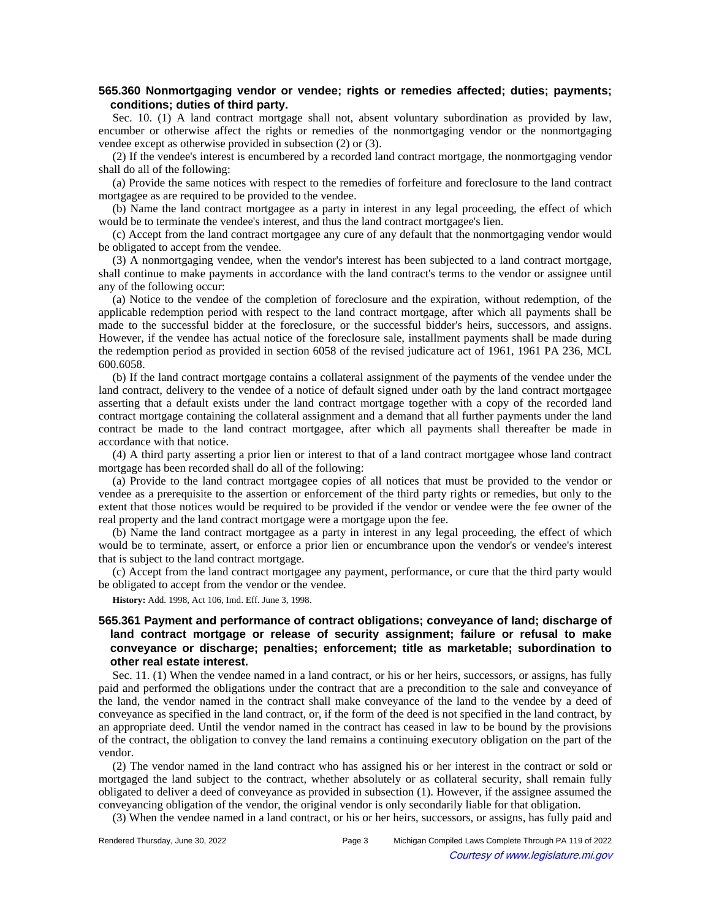### 565.360 Nonmortgaging vendor or vendee; rights or remedies affected; duties; payments; conditions; duties of third party.

Sec. 10. (1) A land contract mortgage shall not, absent voluntary subordination as provided by law, encumber or otherwise affect the rights or remedies of the nonmortgaging vendor or the nonmortgaging vendee except as otherwise provided in subsection (2) or (3).

(2) If the vendee's interest is encumbered by a recorded land contract mortgage, the nonmortgaging vendor shall do all of the following:

(a) Provide the same notices with respect to the remedies of forfeiture and foreclosure to the land contract mortgagee as are required to be provided to the vendee.

(b) Name the land contract mortgagee as a party in interest in any legal proceeding, the effect of which would be to terminate the vendee's interest, and thus the land contract mortgagee's lien.

(c) Accept from the land contract mortgagee any cure of any default that the nonmortgaging vendor would be obligated to accept from the vendee.

(3) A nonmortgaging vendee, when the vendor's interest has been subjected to a land contract mortgage, shall continue to make payments in accordance with the land contract's terms to the vendor or assignee until any of the following occur:

(a) Notice to the vendee of the completion of foreclosure and the expiration, without redemption, of the applicable redemption period with respect to the land contract mortgage, after which all payments shall be made to the successful bidder at the foreclosure, or the successful bidder's heirs, successors, and assigns. However, if the vendee has actual notice of the foreclosure sale, installment payments shall be made during the redemption period as provided in section 6058 of the revised judicature act of 1961, 1961 PA 236, MCL 600.6058.

(b) If the land contract mortgage contains a collateral assignment of the payments of the vendee under the land contract, delivery to the vendee of a notice of default signed under oath by the land contract mortgagee asserting that a default exists under the land contract mortgage together with a copy of the recorded land contract mortgage containing the collateral assignment and a demand that all further payments under the land contract be made to the land contract mortgagee, after which all payments shall thereafter be made in accordance with that notice.

(4) A third party asserting a prior lien or interest to that of a land contract mortgagee whose land contract mortgage has been recorded shall do all of the following:

(a) Provide to the land contract mortgagee copies of all notices that must be provided to the vendor or vendee as a prerequisite to the assertion or enforcement of the third party rights or remedies, but only to the extent that those notices would be required to be provided if the vendor or vendee were the fee owner of the real property and the land contract mortgage were a mortgage upon the fee.

(b) Name the land contract mortgagee as a party in interest in any legal proceeding, the effect of which would be to terminate, assert, or enforce a prior lien or encumbrance upon the vendor's or vendee's interest that is subject to the land contract mortgage.

(c) Accept from the land contract mortgagee any payment, performance, or cure that the third party would be obligated to accept from the vendor or the vendee.

**History:** Add. 1998, Act 106, Imd. Eff. June 3, 1998.

### 565.361 Payment and performance of contract obligations; conveyance of land; discharge of land contract mortgage or release of security assignment; failure or refusal to make conveyance or discharge; penalties; enforcement; title as marketable; subordination to other real estate interest.

Sec. 11. (1) When the vendee named in a land contract, or his or her heirs, successors, or assigns, has fully paid and performed the obligations under the contract that are a precondition to the sale and conveyance of the land, the vendor named in the contract shall make conveyance of the land to the vendee by a deed of conveyance as specified in the land contract, or, if the form of the deed is not specified in the land contract, by an appropriate deed. Until the vendor named in the contract has ceased in law to be bound by the provisions of the contract, the obligation to convey the land remains a continuing executory obligation on the part of the vendor.

(2) The vendor named in the land contract who has assigned his or her interest in the contract or sold or mortgaged the land subject to the contract, whether absolutely or as collateral security, shall remain fully obligated to deliver a deed of conveyance as provided in subsection (1). However, if the assignee assumed the conveyancing obligation of the vendor, the original vendor is only secondarily liable for that obligation.

(3) When the vendee named in a land contract, or his or her heirs, successors, or assigns, has fully paid and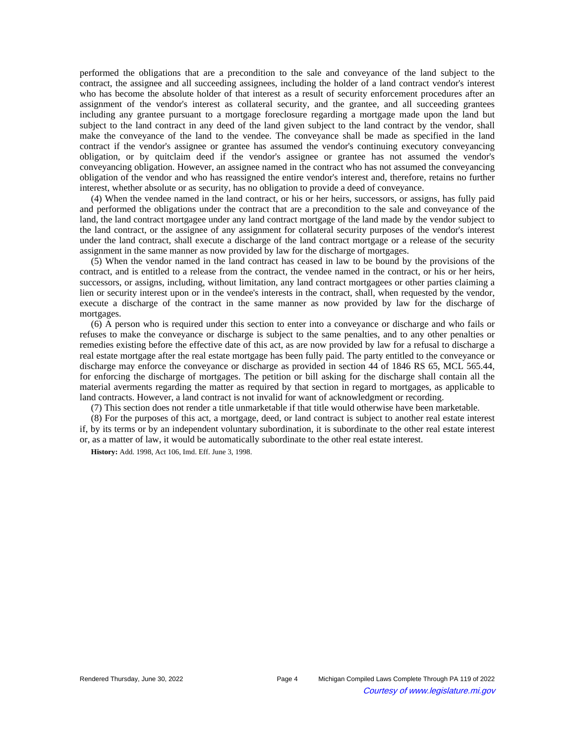performed the obligations that are a precondition to the sale and conveyance of the land subject to the contract, the assignee and all succeeding assignees, including the holder of a land contract vendor's interest who has become the absolute holder of that interest as a result of security enforcement procedures after an assignment of the vendor's interest as collateral security, and the grantee, and all succeeding grantees including any grantee pursuant to a mortgage foreclosure regarding a mortgage made upon the land but subject to the land contract in any deed of the land given subject to the land contract by the vendor, shall make the conveyance of the land to the vendee. The conveyance shall be made as specified in the land contract if the vendor's assignee or grantee has assumed the vendor's continuing executory conveyancing obligation, or by quitclaim deed if the vendor's assignee or grantee has not assumed the vendor's conveyancing obligation. However, an assignee named in the contract who has not assumed the conveyancing obligation of the vendor and who has reassigned the entire vendor's interest and, therefore, retains no further interest, whether absolute or as security, has no obligation to provide a deed of conveyance.

(4) When the vendee named in the land contract, or his or her heirs, successors, or assigns, has fully paid and performed the obligations under the contract that are a precondition to the sale and conveyance of the land, the land contract mortgagee under any land contract mortgage of the land made by the vendor subject to the land contract, or the assignee of any assignment for collateral security purposes of the vendor's interest under the land contract, shall execute a discharge of the land contract mortgage or a release of the security assignment in the same manner as now provided by law for the discharge of mortgages.

(5) When the vendor named in the land contract has ceased in law to be bound by the provisions of the contract, and is entitled to a release from the contract, the vendee named in the contract, or his or her heirs, successors, or assigns, including, without limitation, any land contract mortgagees or other parties claiming a lien or security interest upon or in the vendee's interests in the contract, shall, when requested by the vendor, execute a discharge of the contract in the same manner as now provided by law for the discharge of mortgages.

(6) A person who is required under this section to enter into a conveyance or discharge and who fails or refuses to make the conveyance or discharge is subject to the same penalties, and to any other penalties or remedies existing before the effective date of this act, as are now provided by law for a refusal to discharge a real estate mortgage after the real estate mortgage has been fully paid. The party entitled to the conveyance or discharge may enforce the conveyance or discharge as provided in section 44 of 1846 RS 65, MCL 565.44, for enforcing the discharge of mortgages. The petition or bill asking for the discharge shall contain all the material averments regarding the matter as required by that section in regard to mortgages, as applicable to land contracts. However, a land contract is not invalid for want of acknowledgment or recording.

(7) This section does not render a title unmarketable if that title would otherwise have been marketable.

(8) For the purposes of this act, a mortgage, deed, or land contract is subject to another real estate interest if, by its terms or by an independent voluntary subordination, it is subordinate to the other real estate interest or, as a matter of law, it would be automatically subordinate to the other real estate interest.

**History:** Add. 1998, Act 106, Imd. Eff. June 3, 1998.